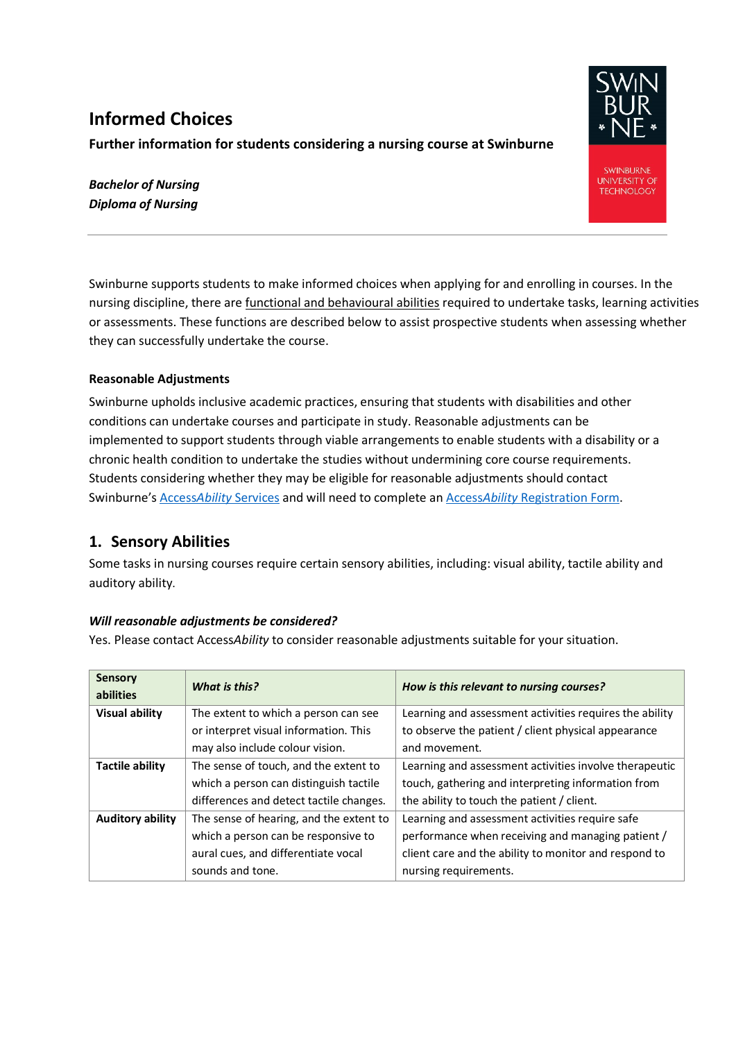# Informed Choices

**Further information for students considering a nursing course at Swinburne**

***Bachelor of Nursing***
***Diploma of Nursing***

SWINBURNE UNIVERSITY OF TECHNOLOGY

---

Swinburne supports students to make informed choices when applying for and enrolling in courses. In the nursing discipline, there are functional and behavioural abilities required to undertake tasks, learning activities or assessments. These functions are described below to assist prospective students when assessing whether they can successfully undertake the course.

**Reasonable Adjustments**

Swinburne upholds inclusive academic practices, ensuring that students with disabilities and other conditions can undertake courses and participate in study. Reasonable adjustments can be implemented to support students through viable arrangements to enable students with a disability or a chronic health condition to undertake the studies without undermining core course requirements. Students considering whether they may be eligible for reasonable adjustments should contact Swinburne's Access*Ability* Services and will need to complete an Access*Ability* Registration Form.

## 1. Sensory Abilities

Some tasks in nursing courses require certain sensory abilities, including: visual ability, tactile ability and auditory ability.

***Will reasonable adjustments be considered?***

Yes. Please contact Access*Ability* to consider reasonable adjustments suitable for your situation.

| **Sensory abilities** | ***What is this?*** | ***How is this relevant to nursing courses?*** |
|---|---|---|
| **Visual ability** | The extent to which a person can see or interpret visual information. This may also include colour vision. | Learning and assessment activities requires the ability to observe the patient / client physical appearance and movement. |
| **Tactile ability** | The sense of touch, and the extent to which a person can distinguish tactile differences and detect tactile changes. | Learning and assessment activities involve therapeutic touch, gathering and interpreting information from the ability to touch the patient / client. |
| **Auditory ability** | The sense of hearing, and the extent to which a person can be responsive to aural cues, and differentiate vocal sounds and tone. | Learning and assessment activities require safe performance when receiving and managing patient / client care and the ability to monitor and respond to nursing requirements. |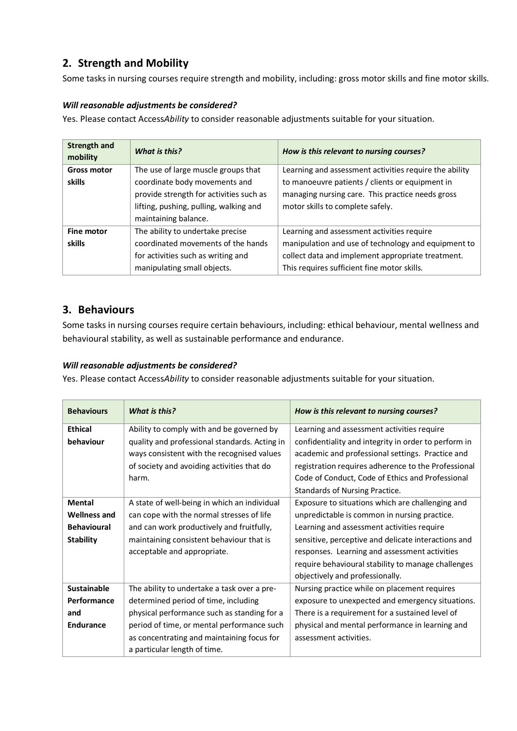## 2. Strength and Mobility

Some tasks in nursing courses require strength and mobility, including: gross motor skills and fine motor skills.

***Will reasonable adjustments be considered?***

Yes. Please contact Access*Ability* to consider reasonable adjustments suitable for your situation.

| **Strength and mobility** | ***What is this?*** | ***How is this relevant to nursing courses?*** |
|---|---|---|
| **Gross motor skills** | The use of large muscle groups that coordinate body movements and provide strength for activities such as lifting, pushing, pulling, walking and maintaining balance. | Learning and assessment activities require the ability to manoeuvre patients / clients or equipment in managing nursing care. This practice needs gross motor skills to complete safely. |
| **Fine motor skills** | The ability to undertake precise coordinated movements of the hands for activities such as writing and manipulating small objects. | Learning and assessment activities require manipulation and use of technology and equipment to collect data and implement appropriate treatment. This requires sufficient fine motor skills. |

## 3. Behaviours

Some tasks in nursing courses require certain behaviours, including: ethical behaviour, mental wellness and behavioural stability, as well as sustainable performance and endurance.

***Will reasonable adjustments be considered?***

Yes. Please contact Access*Ability* to consider reasonable adjustments suitable for your situation.

| **Behaviours** | ***What is this?*** | ***How is this relevant to nursing courses?*** |
|---|---|---|
| **Ethical behaviour** | Ability to comply with and be governed by quality and professional standards. Acting in ways consistent with the recognised values of society and avoiding activities that do harm. | Learning and assessment activities require confidentiality and integrity in order to perform in academic and professional settings. Practice and registration requires adherence to the Professional Code of Conduct, Code of Ethics and Professional Standards of Nursing Practice. |
| **Mental Wellness and Behavioural Stability** | A state of well-being in which an individual can cope with the normal stresses of life and can work productively and fruitfully, maintaining consistent behaviour that is acceptable and appropriate. | Exposure to situations which are challenging and unpredictable is common in nursing practice. Learning and assessment activities require sensitive, perceptive and delicate interactions and responses. Learning and assessment activities require behavioural stability to manage challenges objectively and professionally. |
| **Sustainable Performance and Endurance** | The ability to undertake a task over a pre-determined period of time, including physical performance such as standing for a period of time, or mental performance such as concentrating and maintaining focus for a particular length of time. | Nursing practice while on placement requires exposure to unexpected and emergency situations. There is a requirement for a sustained level of physical and mental performance in learning and assessment activities. |